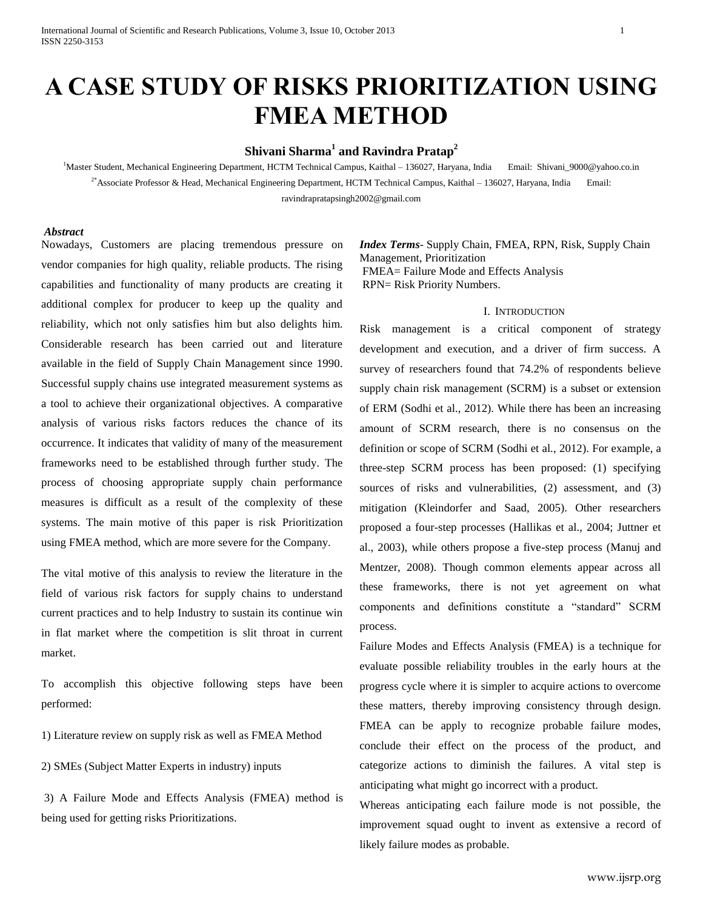# A CASE STUDY OF RISKS PRIORITIZATION USING FMEA METHOD

**Shivani Sharma[1] and Ravindra Pratap[2]**

[1]Master Student, Mechanical Engineering Department, HCTM Technical Campus, Kaithal – 136027, Haryana, India Email: Shivani_9000@yahoo.co.in

[2*]Associate Professor & Head, Mechanical Engineering Department, HCTM Technical Campus, Kaithal – 136027, Haryana, India Email: ravindrapratapsingh2002@gmail.com

***Abstract***

Nowadays, Customers are placing tremendous pressure on vendor companies for high quality, reliable products. The rising capabilities and functionality of many products are creating it additional complex for producer to keep up the quality and reliability, which not only satisfies him but also delights him. Considerable research has been carried out and literature available in the field of Supply Chain Management since 1990. Successful supply chains use integrated measurement systems as a tool to achieve their organizational objectives. A comparative analysis of various risks factors reduces the chance of its occurrence. It indicates that validity of many of the measurement frameworks need to be established through further study. The process of choosing appropriate supply chain performance measures is difficult as a result of the complexity of these systems. The main motive of this paper is risk Prioritization using FMEA method, which are more severe for the Company.

The vital motive of this analysis to review the literature in the field of various risk factors for supply chains to understand current practices and to help Industry to sustain its continue win in flat market where the competition is slit throat in current market.

To accomplish this objective following steps have been performed:

1) Literature review on supply risk as well as FMEA Method

2) SMEs (Subject Matter Experts in industry) inputs

3) A Failure Mode and Effects Analysis (FMEA) method is being used for getting risks Prioritizations.

***Index Terms***- Supply Chain, FMEA, RPN, Risk, Supply Chain Management, Prioritization
FMEA= Failure Mode and Effects Analysis
RPN= Risk Priority Numbers.

## I. Introduction

Risk management is a critical component of strategy development and execution, and a driver of firm success. A survey of researchers found that 74.2% of respondents believe supply chain risk management (SCRM) is a subset or extension of ERM (Sodhi et al., 2012). While there has been an increasing amount of SCRM research, there is no consensus on the definition or scope of SCRM (Sodhi et al., 2012). For example, a three-step SCRM process has been proposed: (1) specifying sources of risks and vulnerabilities, (2) assessment, and (3) mitigation (Kleindorfer and Saad, 2005). Other researchers proposed a four-step processes (Hallikas et al., 2004; Juttner et al., 2003), while others propose a five-step process (Manuj and Mentzer, 2008). Though common elements appear across all these frameworks, there is not yet agreement on what components and definitions constitute a "standard" SCRM process.

Failure Modes and Effects Analysis (FMEA) is a technique for evaluate possible reliability troubles in the early hours at the progress cycle where it is simpler to acquire actions to overcome these matters, thereby improving consistency through design. FMEA can be apply to recognize probable failure modes, conclude their effect on the process of the product, and categorize actions to diminish the failures. A vital step is anticipating what might go incorrect with a product.

Whereas anticipating each failure mode is not possible, the improvement squad ought to invent as extensive a record of likely failure modes as probable.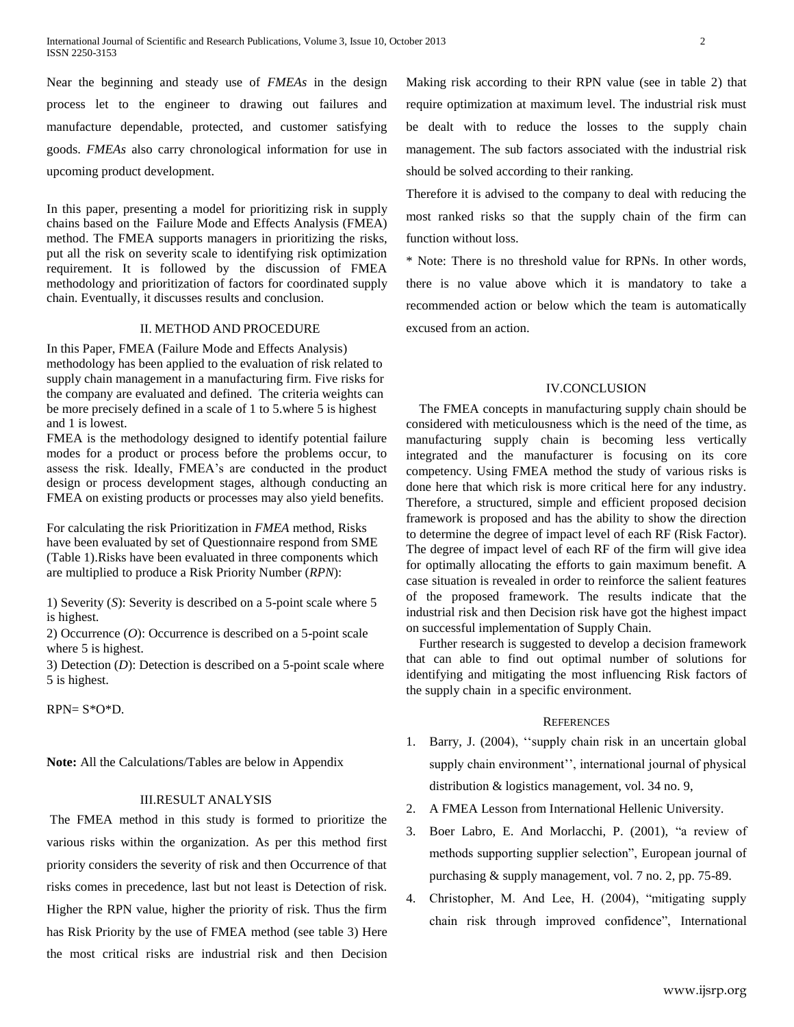Near the beginning and steady use of *FMEAs* in the design process let to the engineer to drawing out failures and manufacture dependable, protected, and customer satisfying goods. *FMEAs* also carry chronological information for use in upcoming product development.

In this paper, presenting a model for prioritizing risk in supply chains based on the Failure Mode and Effects Analysis (FMEA) method. The FMEA supports managers in prioritizing the risks, put all the risk on severity scale to identifying risk optimization requirement. It is followed by the discussion of FMEA methodology and prioritization of factors for coordinated supply chain. Eventually, it discusses results and conclusion.

## II. METHOD AND PROCEDURE

In this Paper, FMEA (Failure Mode and Effects Analysis) methodology has been applied to the evaluation of risk related to supply chain management in a manufacturing firm. Five risks for the company are evaluated and defined. The criteria weights can be more precisely defined in a scale of 1 to 5.where 5 is highest and 1 is lowest.

FMEA is the methodology designed to identify potential failure modes for a product or process before the problems occur, to assess the risk. Ideally, FMEA's are conducted in the product design or process development stages, although conducting an FMEA on existing products or processes may also yield benefits.

For calculating the risk Prioritization in *FMEA* method, Risks have been evaluated by set of Questionnaire respond from SME (Table 1).Risks have been evaluated in three components which are multiplied to produce a Risk Priority Number (*RPN*):

1) Severity (*S*): Severity is described on a 5-point scale where 5 is highest.

2) Occurrence (*O*): Occurrence is described on a 5-point scale where 5 is highest.

3) Detection (*D*): Detection is described on a 5-point scale where 5 is highest.

RPN= S*O*D.

**Note:** All the Calculations/Tables are below in Appendix

## III.RESULT ANALYSIS

The FMEA method in this study is formed to prioritize the various risks within the organization. As per this method first priority considers the severity of risk and then Occurrence of that risks comes in precedence, last but not least is Detection of risk. Higher the RPN value, higher the priority of risk. Thus the firm has Risk Priority by the use of FMEA method (see table 3) Here the most critical risks are industrial risk and then Decision Making risk according to their RPN value (see in table 2) that require optimization at maximum level. The industrial risk must be dealt with to reduce the losses to the supply chain management. The sub factors associated with the industrial risk should be solved according to their ranking.

Therefore it is advised to the company to deal with reducing the most ranked risks so that the supply chain of the firm can function without loss.

* Note: There is no threshold value for RPNs. In other words, there is no value above which it is mandatory to take a recommended action or below which the team is automatically excused from an action.

## IV.CONCLUSION

The FMEA concepts in manufacturing supply chain should be considered with meticulousness which is the need of the time, as manufacturing supply chain is becoming less vertically integrated and the manufacturer is focusing on its core competency. Using FMEA method the study of various risks is done here that which risk is more critical here for any industry. Therefore, a structured, simple and efficient proposed decision framework is proposed and has the ability to show the direction to determine the degree of impact level of each RF (Risk Factor). The degree of impact level of each RF of the firm will give idea for optimally allocating the efforts to gain maximum benefit. A case situation is revealed in order to reinforce the salient features of the proposed framework. The results indicate that the industrial risk and then Decision risk have got the highest impact on successful implementation of Supply Chain.

Further research is suggested to develop a decision framework that can able to find out optimal number of solutions for identifying and mitigating the most influencing Risk factors of the supply chain in a specific environment.

## REFERENCES

1. Barry, J. (2004), ''supply chain risk in an uncertain global supply chain environment'', international journal of physical distribution & logistics management, vol. 34 no. 9,
2. A FMEA Lesson from International Hellenic University.
3. Boer Labro, E. And Morlacchi, P. (2001), "a review of methods supporting supplier selection", European journal of purchasing & supply management, vol. 7 no. 2, pp. 75-89.
4. Christopher, M. And Lee, H. (2004), "mitigating supply chain risk through improved confidence", International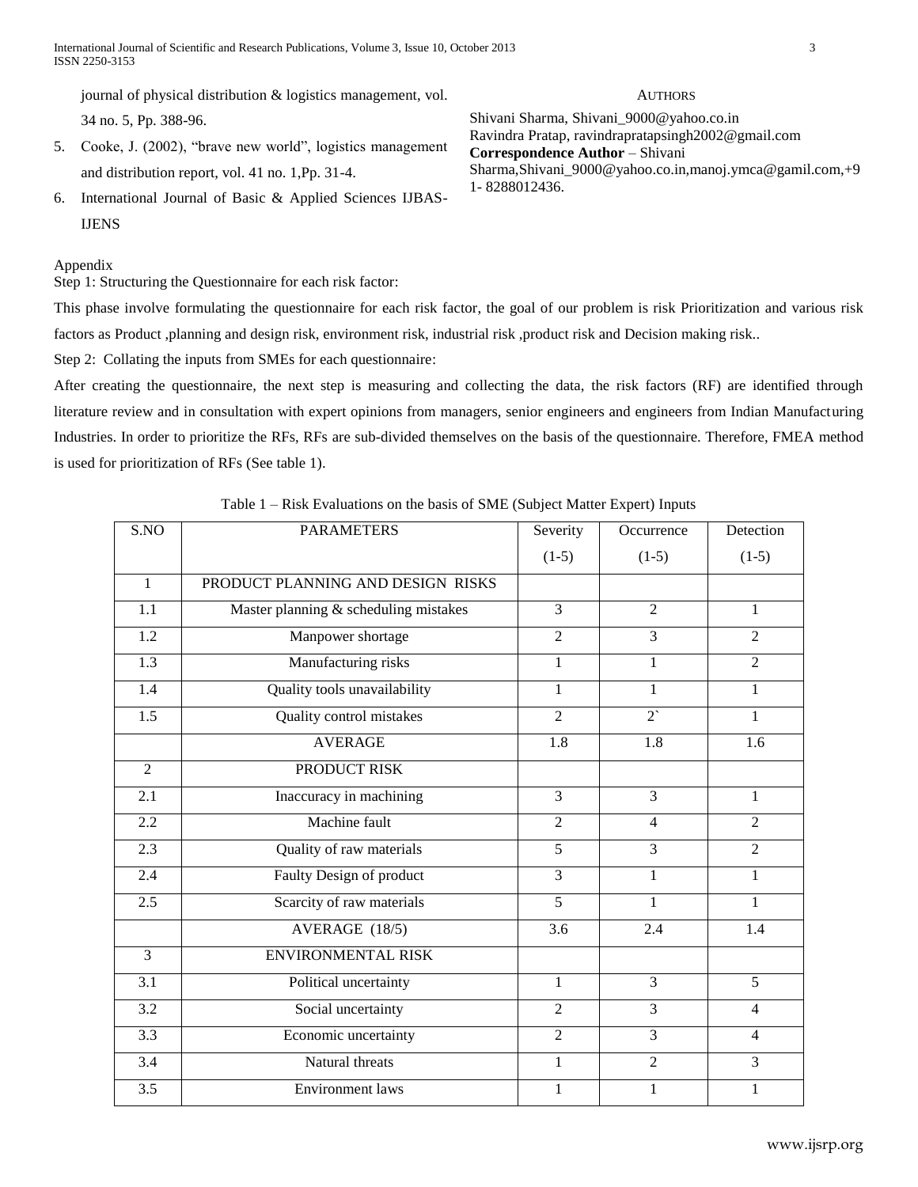journal of physical distribution & logistics management, vol. 34 no. 5, Pp. 388-96.

5. Cooke, J. (2002), "brave new world", logistics management and distribution report, vol. 41 no. 1,Pp. 31-4.
6. International Journal of Basic & Applied Sciences IJBAS-IJENS

AUTHORS

Shivani Sharma, Shivani_9000@yahoo.co.in
Ravindra Pratap, ravindrapratapsingh2002@gmail.com
**Correspondence Author** – Shivani Sharma,Shivani_9000@yahoo.co.in,manoj.ymca@gamil.com,+91- 8288012436.

Appendix

Step 1: Structuring the Questionnaire for each risk factor:

This phase involve formulating the questionnaire for each risk factor, the goal of our problem is risk Prioritization and various risk factors as Product ,planning and design risk, environment risk, industrial risk ,product risk and Decision making risk..

Step 2: Collating the inputs from SMEs for each questionnaire:

After creating the questionnaire, the next step is measuring and collecting the data, the risk factors (RF) are identified through literature review and in consultation with expert opinions from managers, senior engineers and engineers from Indian Manufacturing Industries. In order to prioritize the RFs, RFs are sub-divided themselves on the basis of the questionnaire. Therefore, FMEA method is used for prioritization of RFs (See table 1).

Table 1 – Risk Evaluations on the basis of SME (Subject Matter Expert) Inputs

| S.NO | PARAMETERS | Severity (1-5) | Occurrence (1-5) | Detection (1-5) |
|---|---|---|---|---|
| 1 | PRODUCT PLANNING AND DESIGN RISKS | | | |
| 1.1 | Master planning & scheduling mistakes | 3 | 2 | 1 |
| 1.2 | Manpower shortage | 2 | 3 | 2 |
| 1.3 | Manufacturing risks | 1 | 1 | 2 |
| 1.4 | Quality tools unavailability | 1 | 1 | 1 |
| 1.5 | Quality control mistakes | 2 | 2` | 1 |
| | AVERAGE | 1.8 | 1.8 | 1.6 |
| 2 | PRODUCT RISK | | | |
| 2.1 | Inaccuracy in machining | 3 | 3 | 1 |
| 2.2 | Machine fault | 2 | 4 | 2 |
| 2.3 | Quality of raw materials | 5 | 3 | 2 |
| 2.4 | Faulty Design of product | 3 | 1 | 1 |
| 2.5 | Scarcity of raw materials | 5 | 1 | 1 |
| | AVERAGE (18/5) | 3.6 | 2.4 | 1.4 |
| 3 | ENVIRONMENTAL RISK | | | |
| 3.1 | Political uncertainty | 1 | 3 | 5 |
| 3.2 | Social uncertainty | 2 | 3 | 4 |
| 3.3 | Economic uncertainty | 2 | 3 | 4 |
| 3.4 | Natural threats | 1 | 2 | 3 |
| 3.5 | Environment laws | 1 | 1 | 1 |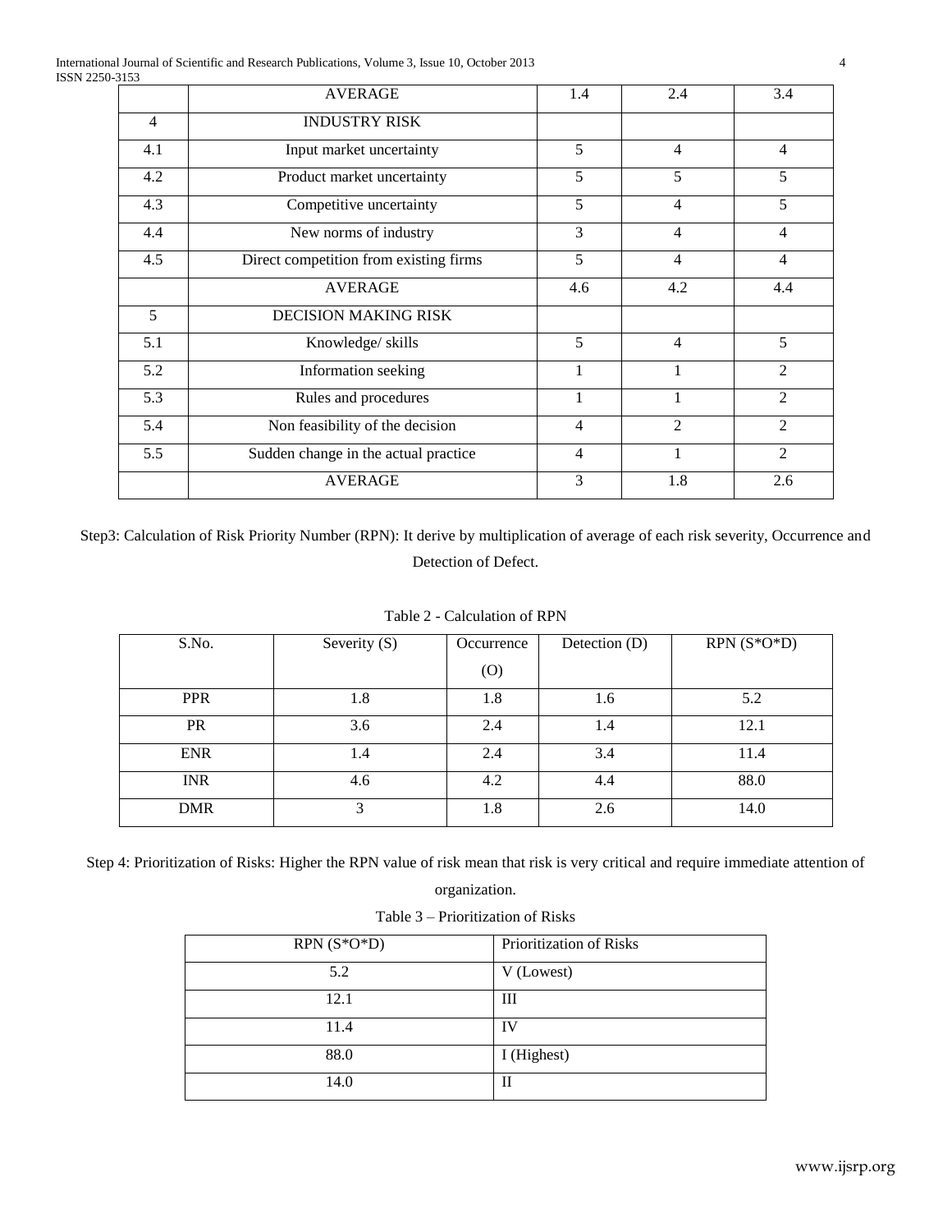| | | | | |
|---|---|---|---|---|
| | AVERAGE | 1.4 | 2.4 | 3.4 |
| 4 | INDUSTRY RISK | | | |
| 4.1 | Input market uncertainty | 5 | 4 | 4 |
| 4.2 | Product market uncertainty | 5 | 5 | 5 |
| 4.3 | Competitive uncertainty | 5 | 4 | 5 |
| 4.4 | New norms of industry | 3 | 4 | 4 |
| 4.5 | Direct competition from existing firms | 5 | 4 | 4 |
| | AVERAGE | 4.6 | 4.2 | 4.4 |
| 5 | DECISION MAKING RISK | | | |
| 5.1 | Knowledge/ skills | 5 | 4 | 5 |
| 5.2 | Information seeking | 1 | 1 | 2 |
| 5.3 | Rules and procedures | 1 | 1 | 2 |
| 5.4 | Non feasibility of the decision | 4 | 2 | 2 |
| 5.5 | Sudden change in the actual practice | 4 | 1 | 2 |
| | AVERAGE | 3 | 1.8 | 2.6 |

Step3: Calculation of Risk Priority Number (RPN): It derive by multiplication of average of each risk severity, Occurrence and Detection of Defect.

Table 2 - Calculation of RPN

| S.No. | Severity (S) | Occurrence (O) | Detection (D) | RPN (S*O*D) |
|---|---|---|---|---|
| PPR | 1.8 | 1.8 | 1.6 | 5.2 |
| PR | 3.6 | 2.4 | 1.4 | 12.1 |
| ENR | 1.4 | 2.4 | 3.4 | 11.4 |
| INR | 4.6 | 4.2 | 4.4 | 88.0 |
| DMR | 3 | 1.8 | 2.6 | 14.0 |

Step 4: Prioritization of Risks: Higher the RPN value of risk mean that risk is very critical and require immediate attention of organization.

Table 3 – Prioritization of Risks

| RPN (S*O*D) | Prioritization of Risks |
|---|---|
| 5.2 | V (Lowest) |
| 12.1 | III |
| 11.4 | IV |
| 88.0 | I (Highest) |
| 14.0 | II |